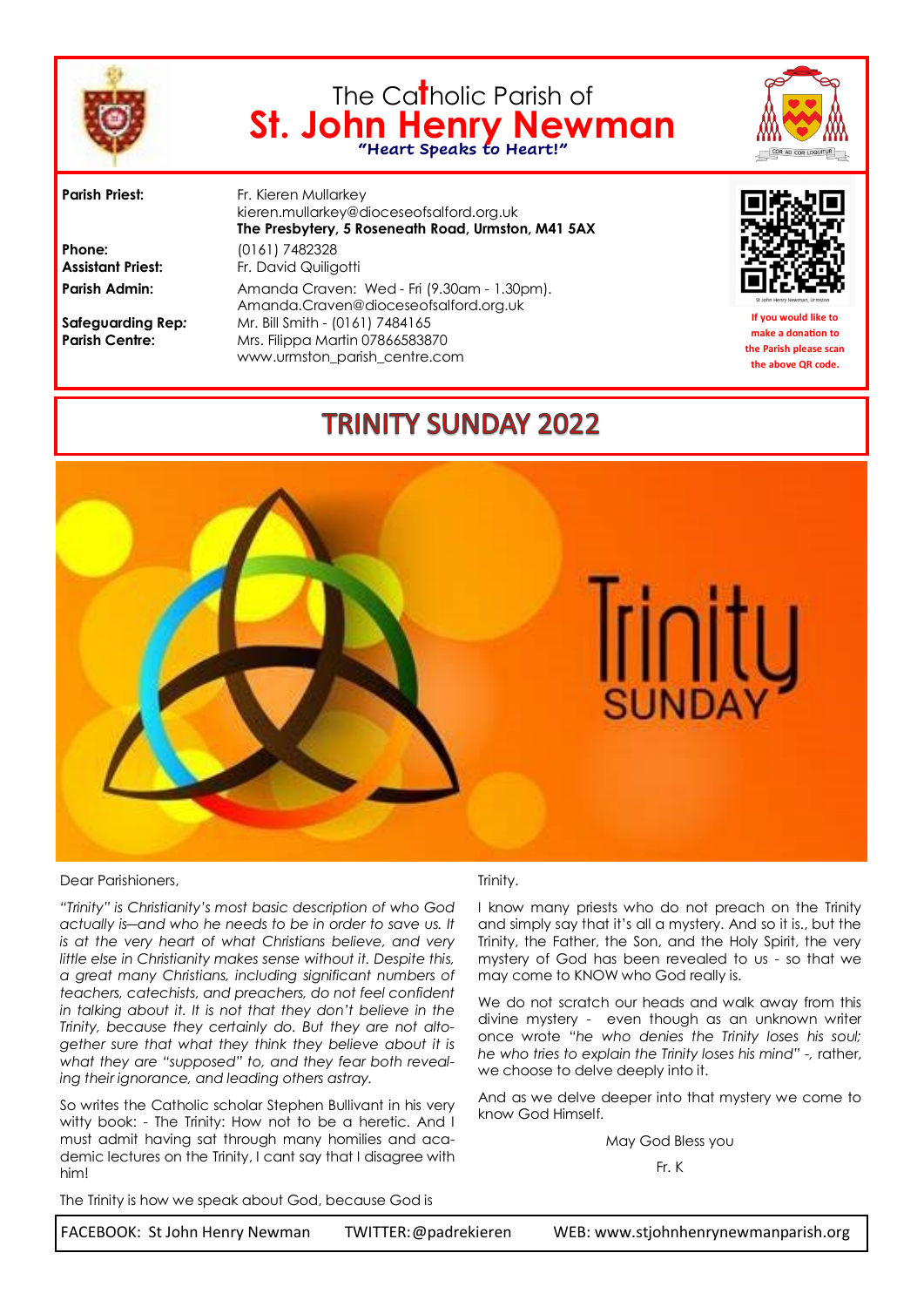# The Catholic Parish of St. John Henry Newman

**"Heart Speaks to Heart!"**

COR AD COR LOQUITUR

| | |
|---|---|
| **Parish Priest:** | Fr. Kieren Mullarkey<br>kieren.mullarkey@dioceseofsalford.org.uk<br>**The Presbytery, 5 Roseneath Road, Urmston, M41 5AX** |
| **Phone:** | (0161) 7482328 |
| **Assistant Priest:** | Fr. David Quiligotti |
| **Parish Admin:** | Amanda Craven: Wed - Fri (9.30am - 1.30pm).<br>Amanda.Craven@dioceseofsalford.org.uk |
| **Safeguarding Rep:** | Mr. Bill Smith - (0161) 7484165 |
| **Parish Centre:** | Mrs. Filippa Martin 07866583870<br>www.urmston_parish_centre.com |

St John Henry Newman, Urmston

**If you would like to make a donation to the Parish please scan the above QR code.**

## TRINITY SUNDAY 2022

Trinity SUNDAY

Dear Parishioners,

*"Trinity" is Christianity's most basic description of who God actually is—and who he needs to be in order to save us. It is at the very heart of what Christians believe, and very little else in Christianity makes sense without it. Despite this, a great many Christians, including significant numbers of teachers, catechists, and preachers, do not feel confident in talking about it. It is not that they don't believe in the Trinity, because they certainly do. But they are not altogether sure that what they think they believe about it is what they are "supposed" to, and they fear both revealing their ignorance, and leading others astray.*

So writes the Catholic scholar Stephen Bullivant in his very witty book: - The Trinity: How not to be a heretic. And I must admit having sat through many homilies and academic lectures on the Trinity, I cant say that I disagree with him!

The Trinity is how we speak about God, because God is Trinity.

I know many priests who do not preach on the Trinity and simply say that it's all a mystery. And so it is., but the Trinity, the Father, the Son, and the Holy Spirit, the very mystery of God has been revealed to us - so that we may come to KNOW who God really is.

We do not scratch our heads and walk away from this divine mystery - even though as an unknown writer once wrote "*he who denies the Trinity loses his soul; he who tries to explain the Trinity loses his mind*" -, rather, we choose to delve deeply into it.

And as we delve deeper into that mystery we come to know God Himself.

May God Bless you

Fr. K

FACEBOOK: St John Henry Newman TWITTER: @padrekieren WEB: www.stjohnhenrynewmanparish.org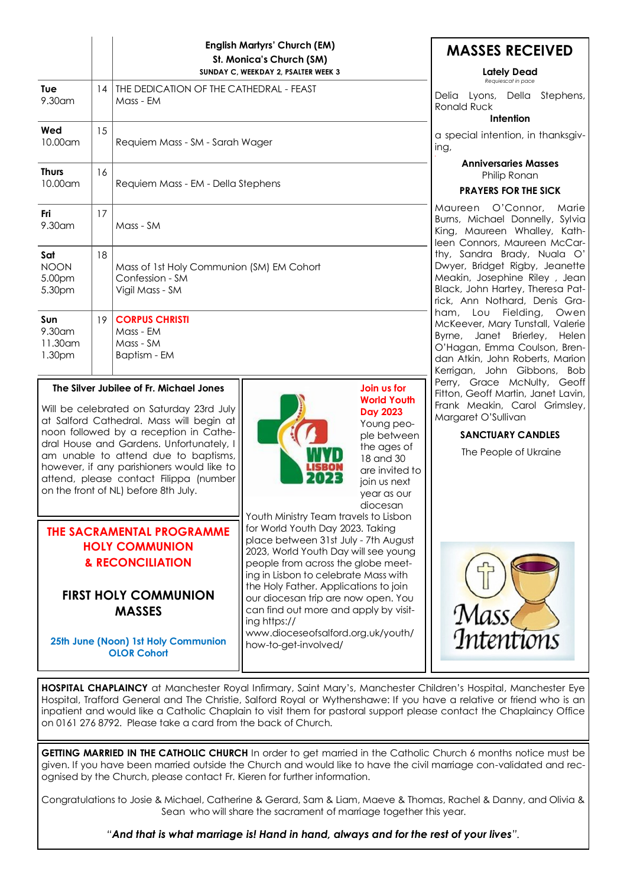| | | English Martyrs' Church (EM)<br>St. Monica's Church (SM)<br>SUNDAY C, WEEKDAY 2, PSALTER WEEK 3 |
|---|---|---|
| **Tue**<br>9.30am | 14 | THE DEDICATION OF THE CATHEDRAL - FEAST<br>Mass - EM |
| **Wed**<br>10.00am | 15 | Requiem Mass - SM - Sarah Wager |
| **Thurs**<br>10.00am | 16 | Requiem Mass - EM - Della Stephens |
| **Fri**<br>9.30am | 17 | Mass - SM |
| **Sat**<br>NOON<br>5.00pm<br>5.30pm | 18 | Mass of 1st Holy Communion (SM) EM Cohort<br>Confession - SM<br>Vigil Mass - SM |
| **Sun**<br>9.30am<br>11.30am<br>1.30pm | 19 | **CORPUS CHRISTI**<br>Mass - EM<br>Mass - SM<br>Baptism - EM |

## MASSES RECEIVED

**Lately Dead**

*Requiescat in pace*

Delia Lyons, Della Stephens, Ronald Ruck

**Intention**

a special intention, in thanksgiving,

**Anniversaries Masses**

Philip Ronan

**PRAYERS FOR THE SICK**

Maureen O'Connor, Marie Burns, Michael Donnelly, Sylvia King, Maureen Whalley, Kathleen Connors, Maureen McCarthy, Sandra Brady, Nuala O' Dwyer, Bridget Rigby, Jeanette Meakin, Josephine Riley , Jean Black, John Hartey, Theresa Patrick, Ann Nothard, Denis Graham, Lou Fielding, Owen McKeever, Mary Tunstall, Valerie Byrne, Janet Brierley, Helen O'Hagan, Emma Coulson, Brendan Atkin, John Roberts, Marion Kerrigan, John Gibbons, Bob Perry, Grace McNulty, Geoff Fitton, Geoff Martin, Janet Lavin, Frank Meakin, Carol Grimsley, Margaret O'Sullivan

**SANCTUARY CANDLES**

The People of Ukraine

Mass Intentions

### The Silver Jubilee of Fr. Michael Jones

Will be celebrated on Saturday 23rd July at Salford Cathedral. Mass will begin at noon followed by a reception in Cathedral House and Gardens. Unfortunately, I am unable to attend due to baptisms, however, if any parishioners would like to attend, please contact Filippa (number on the front of NL) before 8th July.

### Join us for World Youth Day 2023

WYD LISBON 2023

Young people between the ages of 18 and 30 are invited to join us next year as our diocesan Youth Ministry Team travels to Lisbon for World Youth Day 2023. Taking place between 31st July - 7th August 2023, World Youth Day will see young people from across the globe meeting in Lisbon to celebrate Mass with the Holy Father. Applications to join our diocesan trip are now open. You can find out more and apply by visiting https://www.dioceseofsalford.org.uk/youth/how-to-get-involved/

### THE SACRAMENTAL PROGRAMME HOLY COMMUNION & RECONCILIATION

### FIRST HOLY COMMUNION MASSES

**25th June (Noon) 1st Holy Communion OLOR Cohort**

**HOSPITAL CHAPLAINCY** at Manchester Royal Infirmary, Saint Mary's, Manchester Children's Hospital, Manchester Eye Hospital, Trafford General and The Christie, Salford Royal or Wythenshawe: If you have a relative or friend who is an inpatient and would like a Catholic Chaplain to visit them for pastoral support please contact the Chaplaincy Office on 0161 276 8792. Please take a card from the back of Church.

**GETTING MARRIED IN THE CATHOLIC CHURCH** In order to get married in the Catholic Church 6 months notice must be given. If you have been married outside the Church and would like to have the civil marriage con-validated and recognised by the Church, please contact Fr. Kieren for further information.

Congratulations to Josie & Michael, Catherine & Gerard, Sam & Liam, Maeve & Thomas, Rachel & Danny, and Olivia & Sean who will share the sacrament of marriage together this year.

*"**And that is what marriage is! Hand in hand, always and for the rest of your lives**".*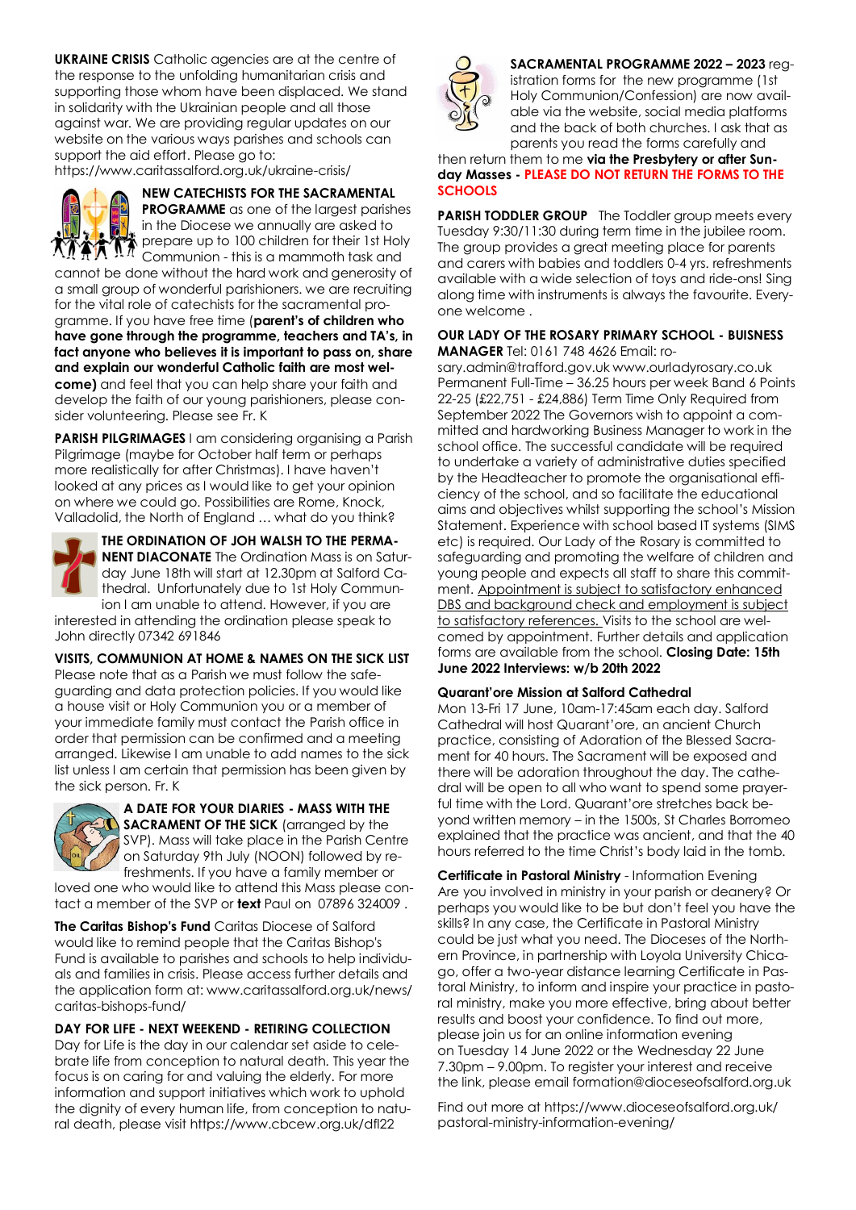**UKRAINE CRISIS** Catholic agencies are at the centre of the response to the unfolding humanitarian crisis and supporting those whom have been displaced. We stand in solidarity with the Ukrainian people and all those against war. We are providing regular updates on our website on the various ways parishes and schools can support the aid effort. Please go to: https://www.caritassalford.org.uk/ukraine-crisis/

**NEW CATECHISTS FOR THE SACRAMENTAL PROGRAMME** as one of the largest parishes in the Diocese we annually are asked to prepare up to 100 children for their 1st Holy Communion - this is a mammoth task and cannot be done without the hard work and generosity of a small group of wonderful parishioners. we are recruiting for the vital role of catechists for the sacramental programme. If you have free time (**parent's of children who have gone through the programme, teachers and TA's, in fact anyone who believes it is important to pass on, share and explain our wonderful Catholic faith are most welcome)** and feel that you can help share your faith and develop the faith of our young parishioners, please consider volunteering. Please see Fr. K

**PARISH PILGRIMAGES** I am considering organising a Parish Pilgrimage (maybe for October half term or perhaps more realistically for after Christmas). I have haven't looked at any prices as I would like to get your opinion on where we could go. Possibilities are Rome, Knock, Valladolid, the North of England … what do you think?

**THE ORDINATION OF JOH WALSH TO THE PERMANENT DIACONATE** The Ordination Mass is on Saturday June 18th will start at 12.30pm at Salford Cathedral. Unfortunately due to 1st Holy Communion I am unable to attend. However, if you are interested in attending the ordination please speak to John directly 07342 691846

**VISITS, COMMUNION AT HOME & NAMES ON THE SICK LIST** Please note that as a Parish we must follow the safeguarding and data protection policies. If you would like a house visit or Holy Communion you or a member of your immediate family must contact the Parish office in order that permission can be confirmed and a meeting arranged. Likewise I am unable to add names to the sick list unless I am certain that permission has been given by the sick person. Fr. K

**A DATE FOR YOUR DIARIES - MASS WITH THE SACRAMENT OF THE SICK** (arranged by the SVP). Mass will take place in the Parish Centre on Saturday 9th July (NOON) followed by refreshments. If you have a family member or loved one who would like to attend this Mass please contact a member of the SVP or **text** Paul on 07896 324009 .

**The Caritas Bishop's Fund** Caritas Diocese of Salford would like to remind people that the Caritas Bishop's Fund is available to parishes and schools to help individuals and families in crisis. Please access further details and the application form at: www.caritassalford.org.uk/news/caritas-bishops-fund/

**DAY FOR LIFE - NEXT WEEKEND - RETIRING COLLECTION**
Day for Life is the day in our calendar set aside to celebrate life from conception to natural death. This year the focus is on caring for and valuing the elderly. For more information and support initiatives which work to uphold the dignity of every human life, from conception to natural death, please visit https://www.cbcew.org.uk/dfl22

**SACRAMENTAL PROGRAMME 2022 – 2023** registration forms for the new programme (1st Holy Communion/Confession) are now available via the website, social media platforms and the back of both churches. I ask that as parents you read the forms carefully and then return them to me **via the Presbytery or after Sunday Masses - PLEASE DO NOT RETURN THE FORMS TO THE SCHOOLS**

**PARISH TODDLER GROUP** The Toddler group meets every Tuesday 9:30/11:30 during term time in the jubilee room. The group provides a great meeting place for parents and carers with babies and toddlers 0-4 yrs. refreshments available with a wide selection of toys and ride-ons! Sing along time with instruments is always the favourite. Everyone welcome .

**OUR LADY OF THE ROSARY PRIMARY SCHOOL - BUISNESS MANAGER** Tel: 0161 748 4626 Email: rosary.admin@trafford.gov.uk www.ourladyrosary.co.uk Permanent Full-Time – 36.25 hours per week Band 6 Points 22-25 (£22,751 - £24,886) Term Time Only Required from September 2022 The Governors wish to appoint a committed and hardworking Business Manager to work in the school office. The successful candidate will be required to undertake a variety of administrative duties specified by the Headteacher to promote the organisational efficiency of the school, and so facilitate the educational aims and objectives whilst supporting the school's Mission Statement. Experience with school based IT systems (SIMS etc) is required. Our Lady of the Rosary is committed to safeguarding and promoting the welfare of children and young people and expects all staff to share this commitment. Appointment is subject to satisfactory enhanced DBS and background check and employment is subject to satisfactory references. Visits to the school are welcomed by appointment. Further details and application forms are available from the school. **Closing Date: 15th June 2022 Interviews: w/b 20th 2022**

**Quarant'ore Mission at Salford Cathedral**
Mon 13-Fri 17 June, 10am-17:45am each day. Salford Cathedral will host Quarant'ore, an ancient Church practice, consisting of Adoration of the Blessed Sacrament for 40 hours. The Sacrament will be exposed and there will be adoration throughout the day. The cathedral will be open to all who want to spend some prayerful time with the Lord. Quarant'ore stretches back beyond written memory – in the 1500s, St Charles Borromeo explained that the practice was ancient, and that the 40 hours referred to the time Christ's body laid in the tomb.

**Certificate in Pastoral Ministry** - Information Evening
Are you involved in ministry in your parish or deanery? Or perhaps you would like to be but don't feel you have the skills? In any case, the Certificate in Pastoral Ministry could be just what you need. The Dioceses of the Northern Province, in partnership with Loyola University Chicago, offer a two-year distance learning Certificate in Pastoral Ministry, to inform and inspire your practice in pastoral ministry, make you more effective, bring about better results and boost your confidence. To find out more, please join us for an online information evening on Tuesday 14 June 2022 or the Wednesday 22 June 7.30pm – 9.00pm. To register your interest and receive the link, please email formation@dioceseofsalford.org.uk

Find out more at https://www.dioceseofsalford.org.uk/pastoral-ministry-information-evening/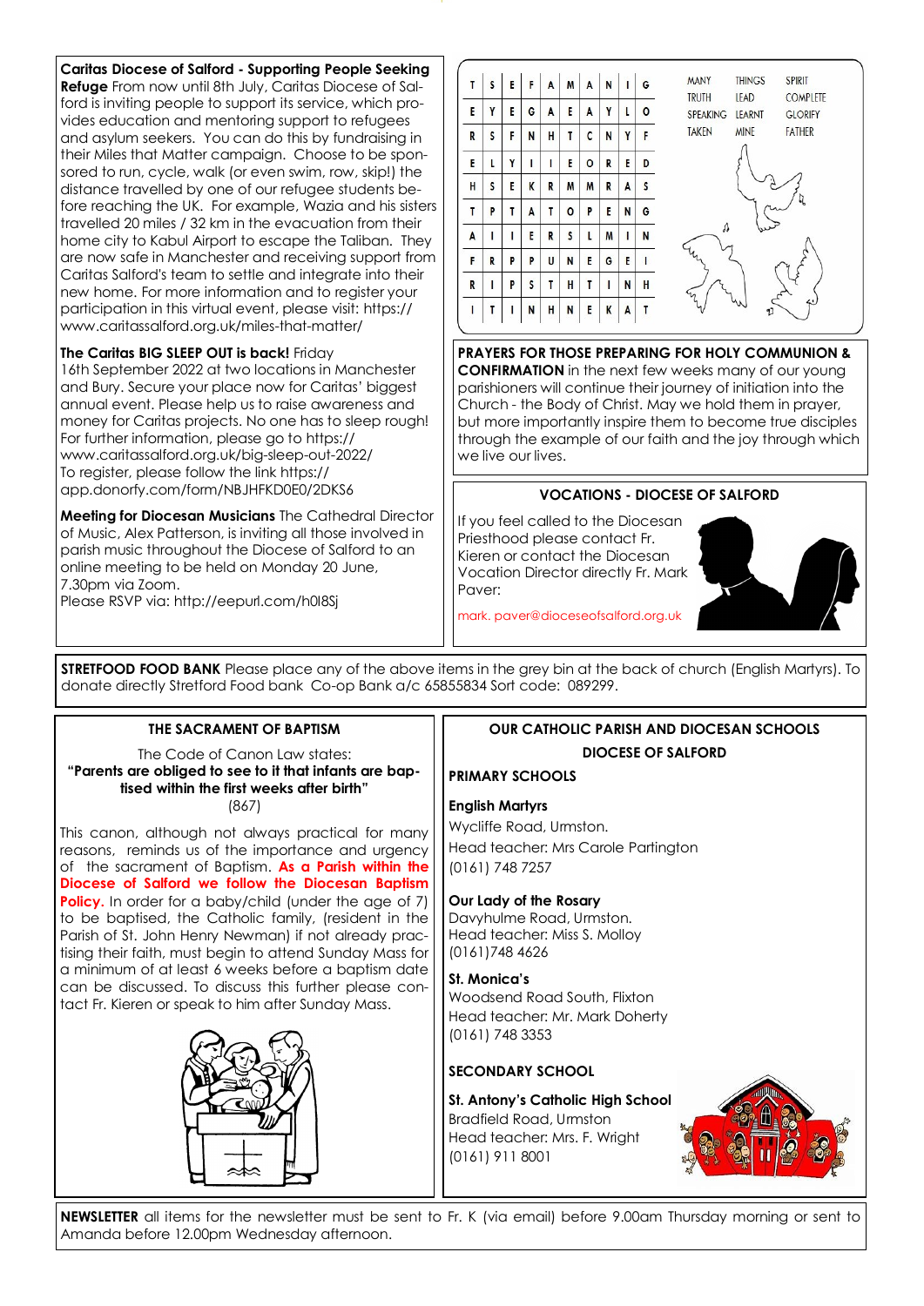**Caritas Diocese of Salford - Supporting People Seeking Refuge** From now until 8th July, Caritas Diocese of Salford is inviting people to support its service, which provides education and mentoring support to refugees and asylum seekers. You can do this by fundraising in their Miles that Matter campaign. Choose to be sponsored to run, cycle, walk (or even swim, row, skip!) the distance travelled by one of our refugee students before reaching the UK. For example, Wazia and his sisters travelled 20 miles / 32 km in the evacuation from their home city to Kabul Airport to escape the Taliban. They are now safe in Manchester and receiving support from Caritas Salford's team to settle and integrate into their new home. For more information and to register your participation in this virtual event, please visit: https://www.caritassalford.org.uk/miles-that-matter/

**The Caritas BIG SLEEP OUT is back!** Friday 16th September 2022 at two locations in Manchester and Bury. Secure your place now for Caritas' biggest annual event. Please help us to raise awareness and money for Caritas projects. No one has to sleep rough! For further information, please go to https://www.caritassalford.org.uk/big-sleep-out-2022/
To register, please follow the link https://app.donorfy.com/form/NBJHFKD0E0/2DKS6

**Meeting for Diocesan Musicians** The Cathedral Director of Music, Alex Patterson, is inviting all those involved in parish music throughout the Diocese of Salford to an online meeting to be held on Monday 20 June, 7.30pm via Zoom.
Please RSVP via: http://eepurl.com/h0I8Sj

| | | | | | | | | | |
|---|---|---|---|---|---|---|---|---|---|
| T | S | E | F | A | M | A | N | I | G |
| E | Y | E | G | A | E | A | Y | L | O |
| R | S | F | N | H | T | C | N | Y | F |
| E | L | Y | I | I | E | O | R | E | D |
| H | S | E | K | R | M | M | R | A | S |
| T | P | T | A | T | O | P | E | N | G |
| A | I | I | E | R | S | L | M | I | N |
| F | R | P | P | U | N | E | G | E | I |
| R | I | P | S | T | H | T | I | N | H |
| I | T | I | N | H | N | E | K | A | T |

MANY THINGS SPIRIT
TRUTH LEAD COMPLETE
SPEAKING LEARNT GLORIFY
TAKEN MINE FATHER

**PRAYERS FOR THOSE PREPARING FOR HOLY COMMUNION & CONFIRMATION** in the next few weeks many of our young parishioners will continue their journey of initiation into the Church - the Body of Christ. May we hold them in prayer, but more importantly inspire them to become true disciples through the example of our faith and the joy through which we live our lives.

## VOCATIONS - DIOCESE OF SALFORD

If you feel called to the Diocesan Priesthood please contact Fr. Kieren or contact the Diocesan Vocation Director directly Fr. Mark Paver:

mark. paver@dioceseofsalford.org.uk

**STRETFOOD FOOD BANK** Please place any of the above items in the grey bin at the back of church (English Martyrs). To donate directly Stretford Food bank Co-op Bank a/c 65855834 Sort code: 089299.

## THE SACRAMENT OF BAPTISM

The Code of Canon Law states:
**"Parents are obliged to see to it that infants are baptised within the first weeks after birth"**
(867)

This canon, although not always practical for many reasons, reminds us of the importance and urgency of the sacrament of Baptism. **As a Parish within the Diocese of Salford we follow the Diocesan Baptism Policy.** In order for a baby/child (under the age of 7) to be baptised, the Catholic family, (resident in the Parish of St. John Henry Newman) if not already practising their faith, must begin to attend Sunday Mass for a minimum of at least 6 weeks before a baptism date can be discussed. To discuss this further please contact Fr. Kieren or speak to him after Sunday Mass.

## OUR CATHOLIC PARISH AND DIOCESAN SCHOOLS
## DIOCESE OF SALFORD

### PRIMARY SCHOOLS

**English Martyrs**
Wycliffe Road, Urmston.
Head teacher: Mrs Carole Partington
(0161) 748 7257

**Our Lady of the Rosary**
Davyhulme Road, Urmston.
Head teacher: Miss S. Molloy
(0161)748 4626

**St. Monica's**
Woodsend Road South, Flixton
Head teacher: Mr. Mark Doherty
(0161) 748 3353

### SECONDARY SCHOOL

**St. Antony's Catholic High School**
Bradfield Road, Urmston
Head teacher: Mrs. F. Wright
(0161) 911 8001

**NEWSLETTER** all items for the newsletter must be sent to Fr. K (via email) before 9.00am Thursday morning or sent to Amanda before 12.00pm Wednesday afternoon.